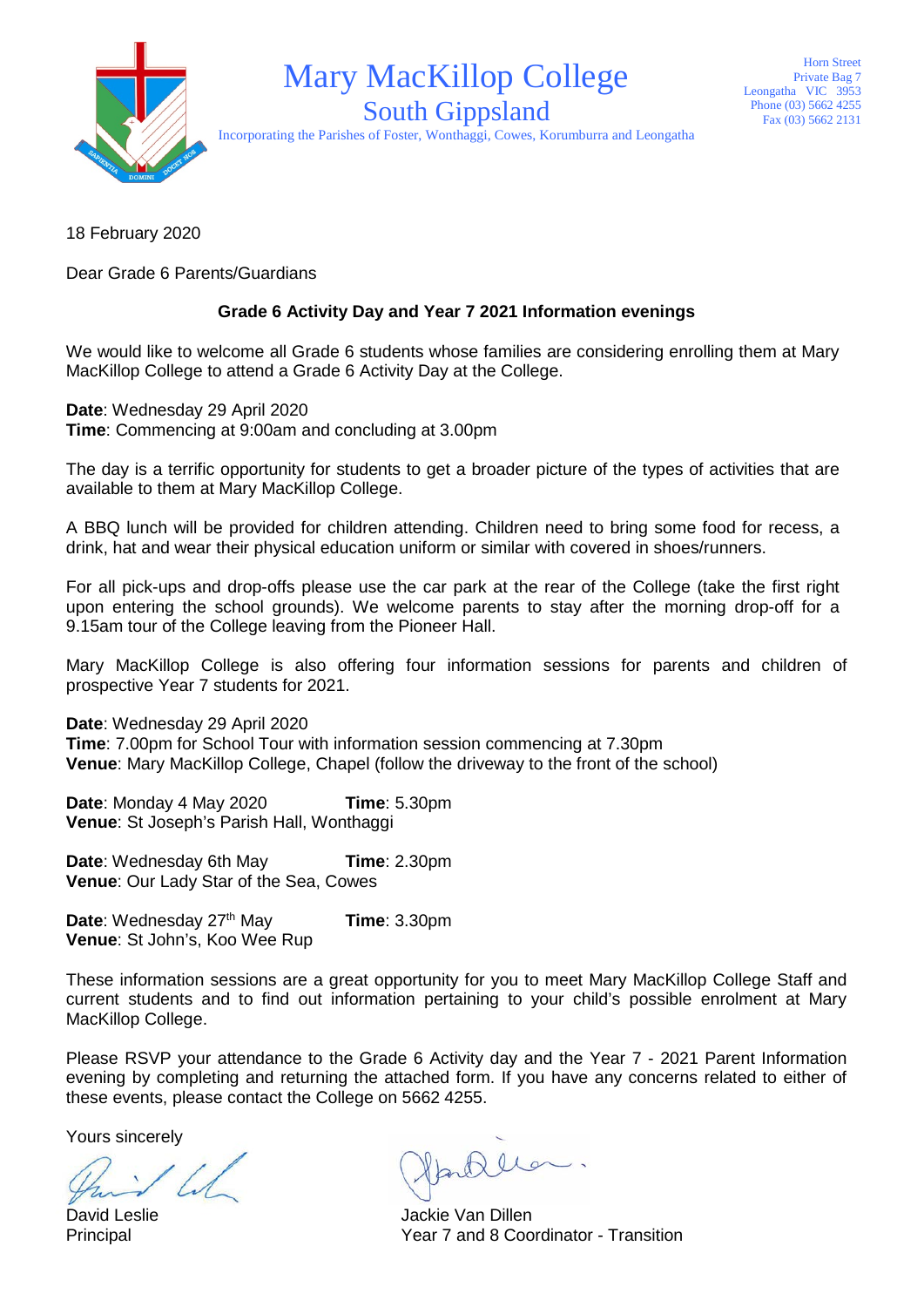# Mary MacKillop College

## South Gippsland

Incorporating the Parishes of Foster, Wonthaggi, Cowes, Korumburra and Leongatha

Horn Street
Private Bag 7
Leongatha VIC 3953
Phone (03) 5662 4255
Fax (03) 5662 2131

18 February 2020

Dear Grade 6 Parents/Guardians

**Grade 6 Activity Day and Year 7 2021 Information evenings**

We would like to welcome all Grade 6 students whose families are considering enrolling them at Mary MacKillop College to attend a Grade 6 Activity Day at the College.

**Date**: Wednesday 29 April 2020
**Time**: Commencing at 9:00am and concluding at 3.00pm

The day is a terrific opportunity for students to get a broader picture of the types of activities that are available to them at Mary MacKillop College.

A BBQ lunch will be provided for children attending. Children need to bring some food for recess, a drink, hat and wear their physical education uniform or similar with covered in shoes/runners.

For all pick-ups and drop-offs please use the car park at the rear of the College (take the first right upon entering the school grounds). We welcome parents to stay after the morning drop-off for a 9.15am tour of the College leaving from the Pioneer Hall.

Mary MacKillop College is also offering four information sessions for parents and children of prospective Year 7 students for 2021.

**Date**: Wednesday 29 April 2020
**Time**: 7.00pm for School Tour with information session commencing at 7.30pm
**Venue**: Mary MacKillop College, Chapel (follow the driveway to the front of the school)

**Date**: Monday 4 May 2020 **Time**: 5.30pm
**Venue**: St Joseph's Parish Hall, Wonthaggi

**Date**: Wednesday 6th May **Time**: 2.30pm
**Venue**: Our Lady Star of the Sea, Cowes

**Date**: Wednesday 27th May **Time**: 3.30pm
**Venue**: St John's, Koo Wee Rup

These information sessions are a great opportunity for you to meet Mary MacKillop College Staff and current students and to find out information pertaining to your child's possible enrolment at Mary MacKillop College.

Please RSVP your attendance to the Grade 6 Activity day and the Year 7 - 2021 Parent Information evening by completing and returning the attached form. If you have any concerns related to either of these events, please contact the College on 5662 4255.

Yours sincerely

David Leslie
Principal

Jackie Van Dillen
Year 7 and 8 Coordinator - Transition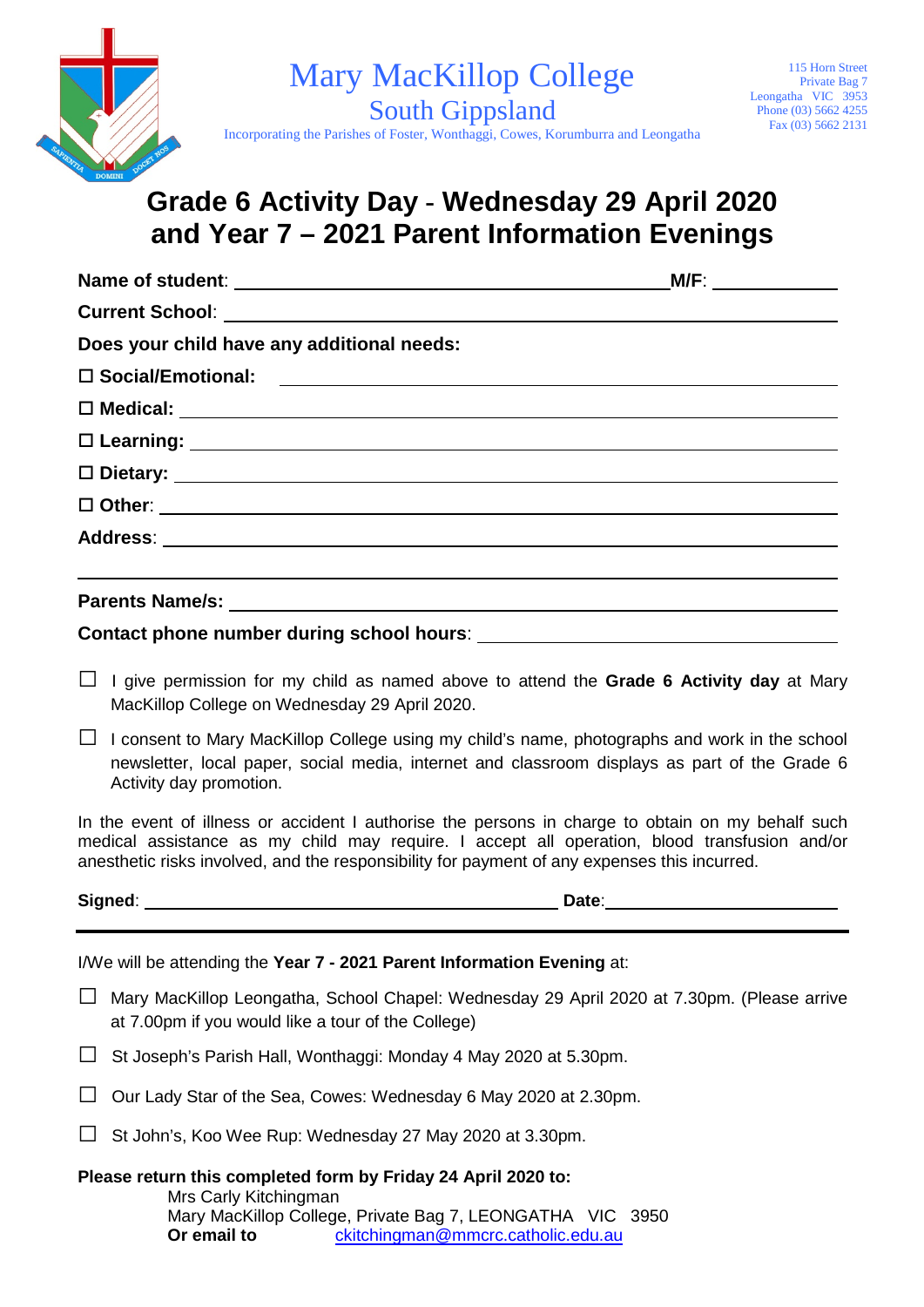Mary MacKillop College
South Gippsland
Incorporating the Parishes of Foster, Wonthaggi, Cowes, Korumburra and Leongatha

115 Horn Street
Private Bag 7
Leongatha VIC 3953
Phone (03) 5662 4255
Fax (03) 5662 2131

# Grade 6 Activity Day - Wednesday 29 April 2020 and Year 7 – 2021 Parent Information Evenings

**Name of student**: ______________________________ **M/F**: __________

**Current School**: ______________________________

**Does your child have any additional needs:**

☐ **Social/Emotional:** ______________________________

☐ **Medical:** ______________________________

☐ **Learning:** ______________________________

☐ **Dietary:** ______________________________

☐ **Other**: ______________________________

**Address**: ______________________________

______________________________

**Parents Name/s:** ______________________________

**Contact phone number during school hours**: ______________________________

☐ I give permission for my child as named above to attend the **Grade 6 Activity day** at Mary MacKillop College on Wednesday 29 April 2020.

☐ I consent to Mary MacKillop College using my child's name, photographs and work in the school newsletter, local paper, social media, internet and classroom displays as part of the Grade 6 Activity day promotion.

In the event of illness or accident I authorise the persons in charge to obtain on my behalf such medical assistance as my child may require. I accept all operation, blood transfusion and/or anesthetic risks involved, and the responsibility for payment of any expenses this incurred.

**Signed**: ______________________________ **Date**: ______________

---

I/We will be attending the **Year 7 - 2021 Parent Information Evening** at:

☐ Mary MacKillop Leongatha, School Chapel: Wednesday 29 April 2020 at 7.30pm. (Please arrive at 7.00pm if you would like a tour of the College)

☐ St Joseph's Parish Hall, Wonthaggi: Monday 4 May 2020 at 5.30pm.

☐ Our Lady Star of the Sea, Cowes: Wednesday 6 May 2020 at 2.30pm.

☐ St John's, Koo Wee Rup: Wednesday 27 May 2020 at 3.30pm.

**Please return this completed form by Friday 24 April 2020 to:**

Mrs Carly Kitchingman
Mary MacKillop College, Private Bag 7, LEONGATHA VIC 3950
**Or email to** ckitchingman@mmcrc.catholic.edu.au